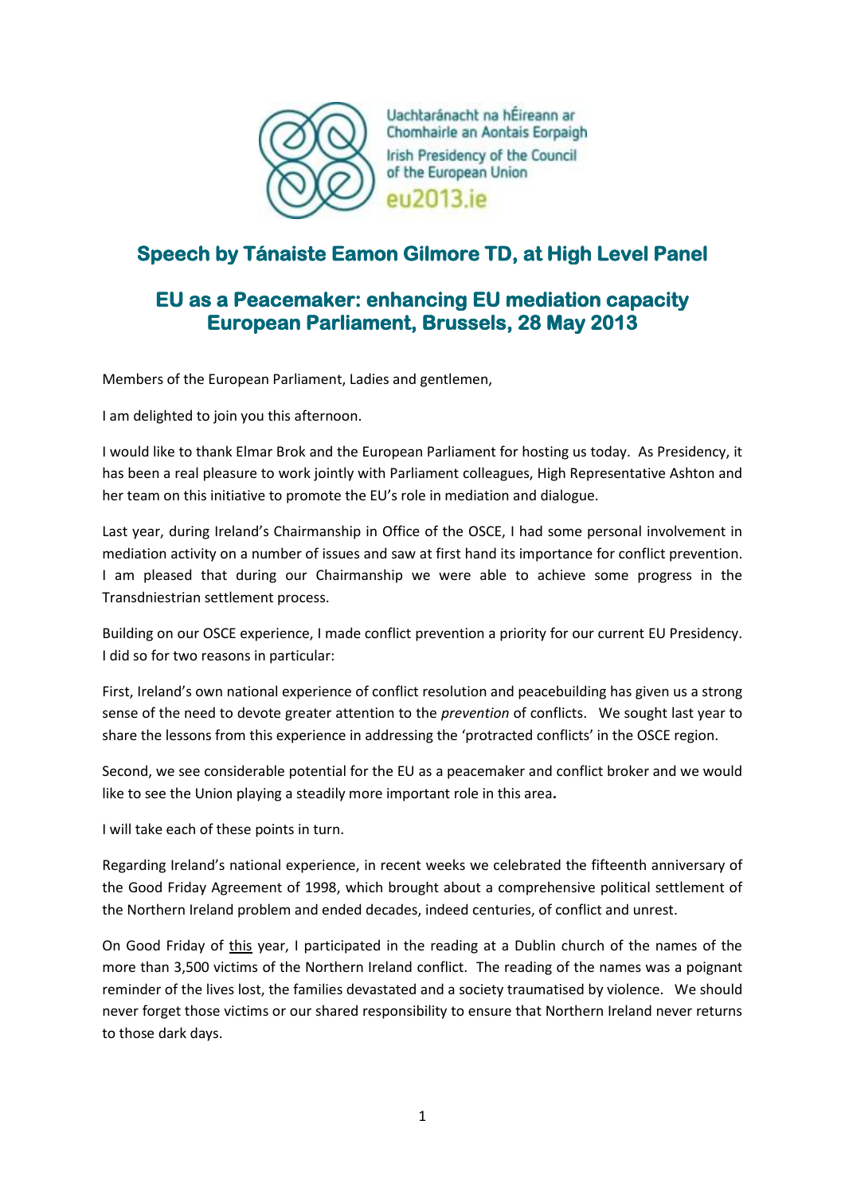Uachtaránacht na hÉireann ar Chomhairle an Aontais Eorpaigh

Irish Presidency of the Council of the European Union

eu2013.ie

## Speech by Tánaiste Eamon Gilmore TD, at High Level Panel

## EU as a Peacemaker: enhancing EU mediation capacity
## European Parliament, Brussels, 28 May 2013

Members of the European Parliament, Ladies and gentlemen,

I am delighted to join you this afternoon.

I would like to thank Elmar Brok and the European Parliament for hosting us today. As Presidency, it has been a real pleasure to work jointly with Parliament colleagues, High Representative Ashton and her team on this initiative to promote the EU's role in mediation and dialogue.

Last year, during Ireland's Chairmanship in Office of the OSCE, I had some personal involvement in mediation activity on a number of issues and saw at first hand its importance for conflict prevention. I am pleased that during our Chairmanship we were able to achieve some progress in the Transdniestrian settlement process.

Building on our OSCE experience, I made conflict prevention a priority for our current EU Presidency. I did so for two reasons in particular:

First, Ireland's own national experience of conflict resolution and peacebuilding has given us a strong sense of the need to devote greater attention to the *prevention* of conflicts. We sought last year to share the lessons from this experience in addressing the 'protracted conflicts' in the OSCE region.

Second, we see considerable potential for the EU as a peacemaker and conflict broker and we would like to see the Union playing a steadily more important role in this area**.**

I will take each of these points in turn.

Regarding Ireland's national experience, in recent weeks we celebrated the fifteenth anniversary of the Good Friday Agreement of 1998, which brought about a comprehensive political settlement of the Northern Ireland problem and ended decades, indeed centuries, of conflict and unrest.

On Good Friday of <u>this</u> year, I participated in the reading at a Dublin church of the names of the more than 3,500 victims of the Northern Ireland conflict. The reading of the names was a poignant reminder of the lives lost, the families devastated and a society traumatised by violence. We should never forget those victims or our shared responsibility to ensure that Northern Ireland never returns to those dark days.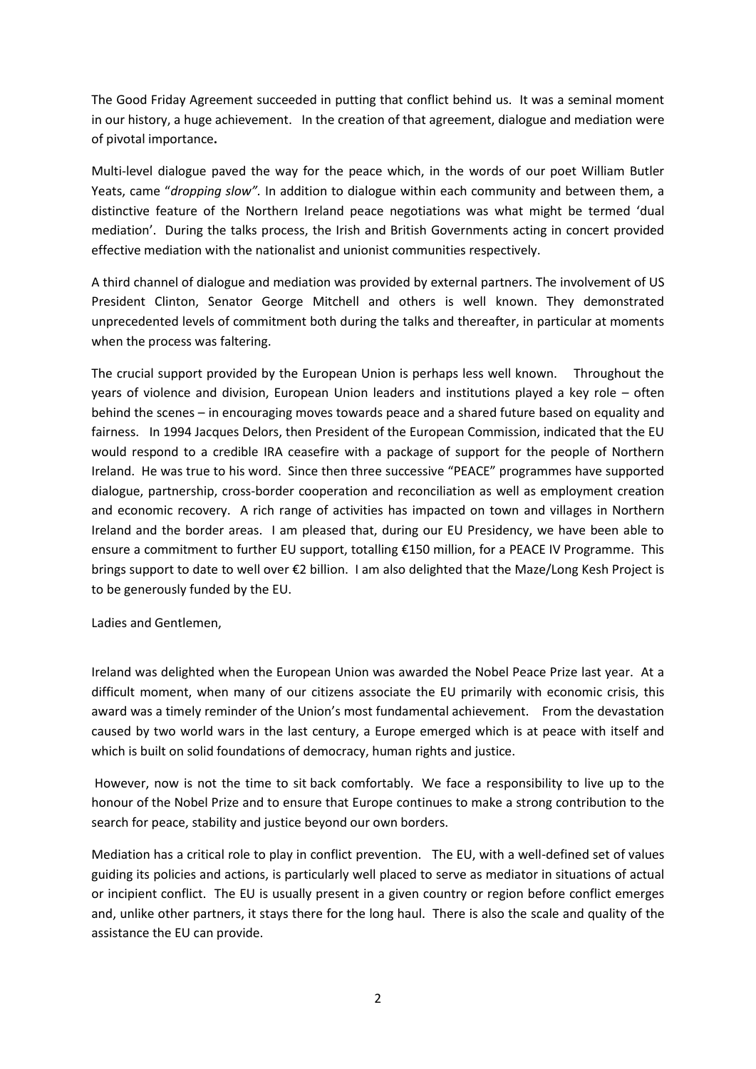The Good Friday Agreement succeeded in putting that conflict behind us. It was a seminal moment in our history, a huge achievement. In the creation of that agreement, dialogue and mediation were of pivotal importance**.**

Multi-level dialogue paved the way for the peace which, in the words of our poet William Butler Yeats, came "*dropping slow".* In addition to dialogue within each community and between them, a distinctive feature of the Northern Ireland peace negotiations was what might be termed 'dual mediation'. During the talks process, the Irish and British Governments acting in concert provided effective mediation with the nationalist and unionist communities respectively.

A third channel of dialogue and mediation was provided by external partners. The involvement of US President Clinton, Senator George Mitchell and others is well known. They demonstrated unprecedented levels of commitment both during the talks and thereafter, in particular at moments when the process was faltering.

The crucial support provided by the European Union is perhaps less well known. Throughout the years of violence and division, European Union leaders and institutions played a key role – often behind the scenes – in encouraging moves towards peace and a shared future based on equality and fairness. In 1994 Jacques Delors, then President of the European Commission, indicated that the EU would respond to a credible IRA ceasefire with a package of support for the people of Northern Ireland. He was true to his word. Since then three successive "PEACE" programmes have supported dialogue, partnership, cross-border cooperation and reconciliation as well as employment creation and economic recovery. A rich range of activities has impacted on town and villages in Northern Ireland and the border areas. I am pleased that, during our EU Presidency, we have been able to ensure a commitment to further EU support, totalling €150 million, for a PEACE IV Programme. This brings support to date to well over €2 billion. I am also delighted that the Maze/Long Kesh Project is to be generously funded by the EU.

Ladies and Gentlemen,

Ireland was delighted when the European Union was awarded the Nobel Peace Prize last year. At a difficult moment, when many of our citizens associate the EU primarily with economic crisis, this award was a timely reminder of the Union's most fundamental achievement. From the devastation caused by two world wars in the last century, a Europe emerged which is at peace with itself and which is built on solid foundations of democracy, human rights and justice.

However, now is not the time to sit back comfortably. We face a responsibility to live up to the honour of the Nobel Prize and to ensure that Europe continues to make a strong contribution to the search for peace, stability and justice beyond our own borders.

Mediation has a critical role to play in conflict prevention. The EU, with a well-defined set of values guiding its policies and actions, is particularly well placed to serve as mediator in situations of actual or incipient conflict. The EU is usually present in a given country or region before conflict emerges and, unlike other partners, it stays there for the long haul. There is also the scale and quality of the assistance the EU can provide.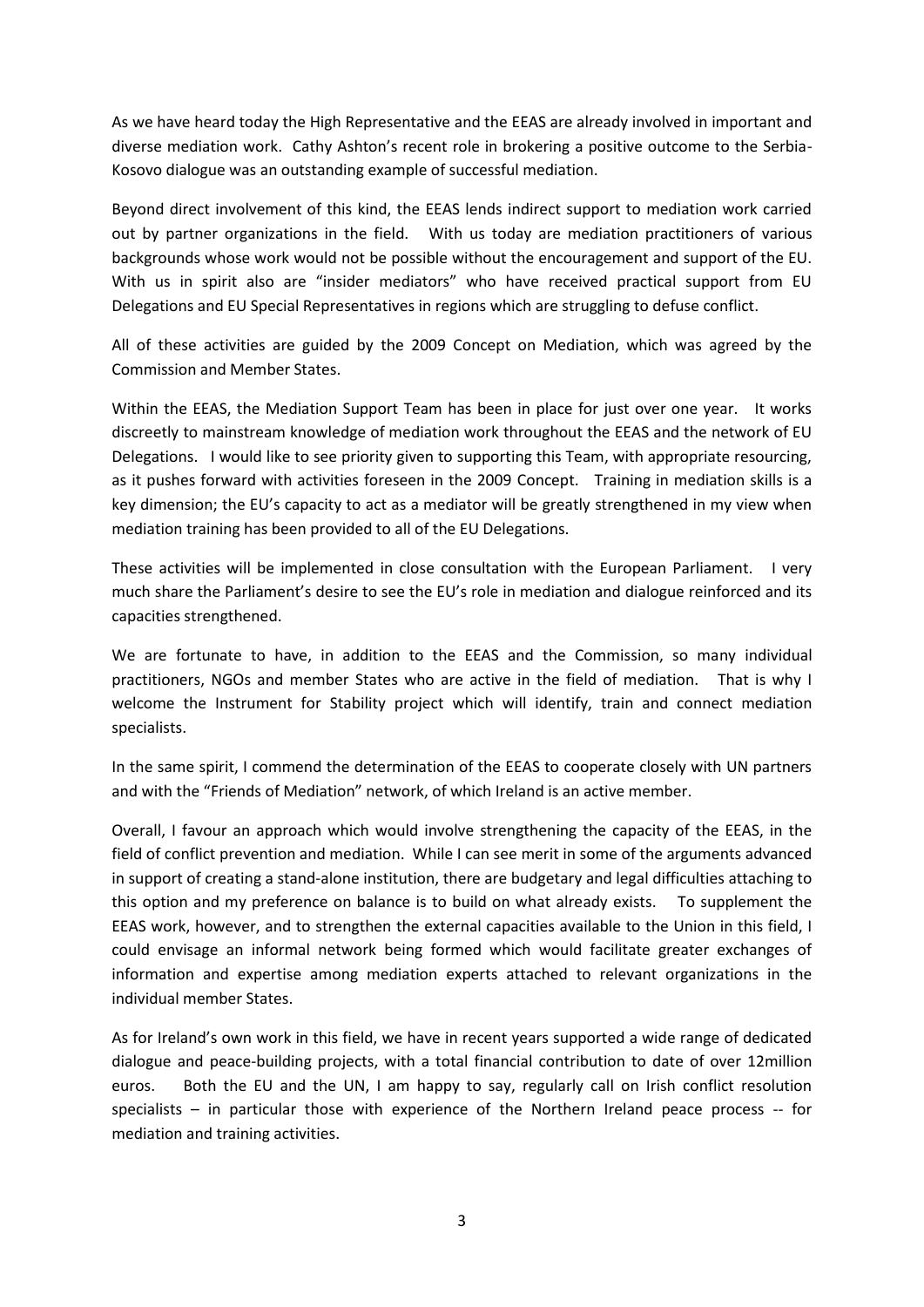As we have heard today the High Representative and the EEAS are already involved in important and diverse mediation work. Cathy Ashton's recent role in brokering a positive outcome to the Serbia-Kosovo dialogue was an outstanding example of successful mediation.

Beyond direct involvement of this kind, the EEAS lends indirect support to mediation work carried out by partner organizations in the field. With us today are mediation practitioners of various backgrounds whose work would not be possible without the encouragement and support of the EU. With us in spirit also are "insider mediators" who have received practical support from EU Delegations and EU Special Representatives in regions which are struggling to defuse conflict.

All of these activities are guided by the 2009 Concept on Mediation, which was agreed by the Commission and Member States.

Within the EEAS, the Mediation Support Team has been in place for just over one year. It works discreetly to mainstream knowledge of mediation work throughout the EEAS and the network of EU Delegations. I would like to see priority given to supporting this Team, with appropriate resourcing, as it pushes forward with activities foreseen in the 2009 Concept. Training in mediation skills is a key dimension; the EU's capacity to act as a mediator will be greatly strengthened in my view when mediation training has been provided to all of the EU Delegations.

These activities will be implemented in close consultation with the European Parliament. I very much share the Parliament's desire to see the EU's role in mediation and dialogue reinforced and its capacities strengthened.

We are fortunate to have, in addition to the EEAS and the Commission, so many individual practitioners, NGOs and member States who are active in the field of mediation. That is why I welcome the Instrument for Stability project which will identify, train and connect mediation specialists.

In the same spirit, I commend the determination of the EEAS to cooperate closely with UN partners and with the "Friends of Mediation" network, of which Ireland is an active member.

Overall, I favour an approach which would involve strengthening the capacity of the EEAS, in the field of conflict prevention and mediation. While I can see merit in some of the arguments advanced in support of creating a stand-alone institution, there are budgetary and legal difficulties attaching to this option and my preference on balance is to build on what already exists. To supplement the EEAS work, however, and to strengthen the external capacities available to the Union in this field, I could envisage an informal network being formed which would facilitate greater exchanges of information and expertise among mediation experts attached to relevant organizations in the individual member States.

As for Ireland's own work in this field, we have in recent years supported a wide range of dedicated dialogue and peace-building projects, with a total financial contribution to date of over 12million euros. Both the EU and the UN, I am happy to say, regularly call on Irish conflict resolution specialists – in particular those with experience of the Northern Ireland peace process -- for mediation and training activities.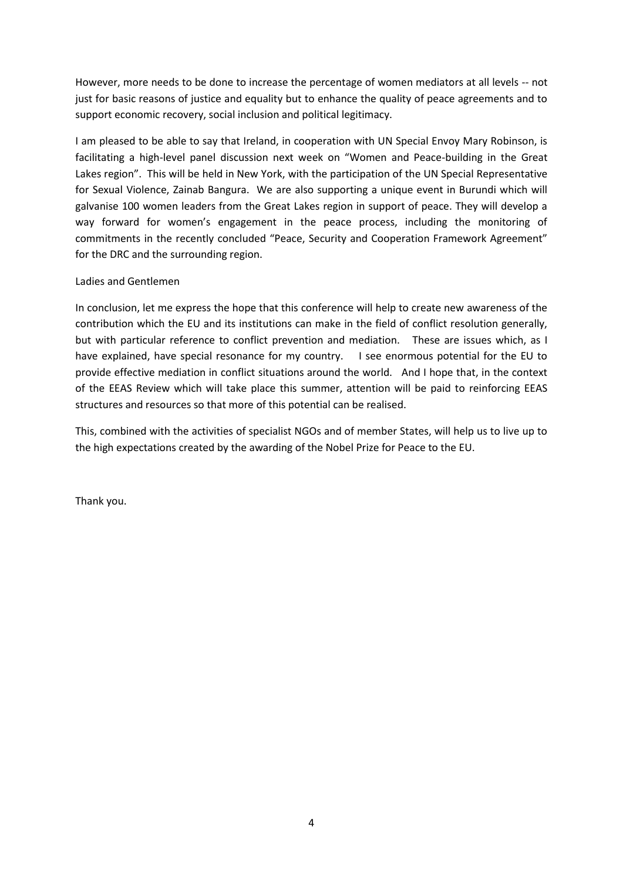However, more needs to be done to increase the percentage of women mediators at all levels -- not just for basic reasons of justice and equality but to enhance the quality of peace agreements and to support economic recovery, social inclusion and political legitimacy.

I am pleased to be able to say that Ireland, in cooperation with UN Special Envoy Mary Robinson, is facilitating a high-level panel discussion next week on "Women and Peace-building in the Great Lakes region". This will be held in New York, with the participation of the UN Special Representative for Sexual Violence, Zainab Bangura. We are also supporting a unique event in Burundi which will galvanise 100 women leaders from the Great Lakes region in support of peace. They will develop a way forward for women's engagement in the peace process, including the monitoring of commitments in the recently concluded "Peace, Security and Cooperation Framework Agreement" for the DRC and the surrounding region.

Ladies and Gentlemen

In conclusion, let me express the hope that this conference will help to create new awareness of the contribution which the EU and its institutions can make in the field of conflict resolution generally, but with particular reference to conflict prevention and mediation. These are issues which, as I have explained, have special resonance for my country. I see enormous potential for the EU to provide effective mediation in conflict situations around the world. And I hope that, in the context of the EEAS Review which will take place this summer, attention will be paid to reinforcing EEAS structures and resources so that more of this potential can be realised.

This, combined with the activities of specialist NGOs and of member States, will help us to live up to the high expectations created by the awarding of the Nobel Prize for Peace to the EU.

Thank you.